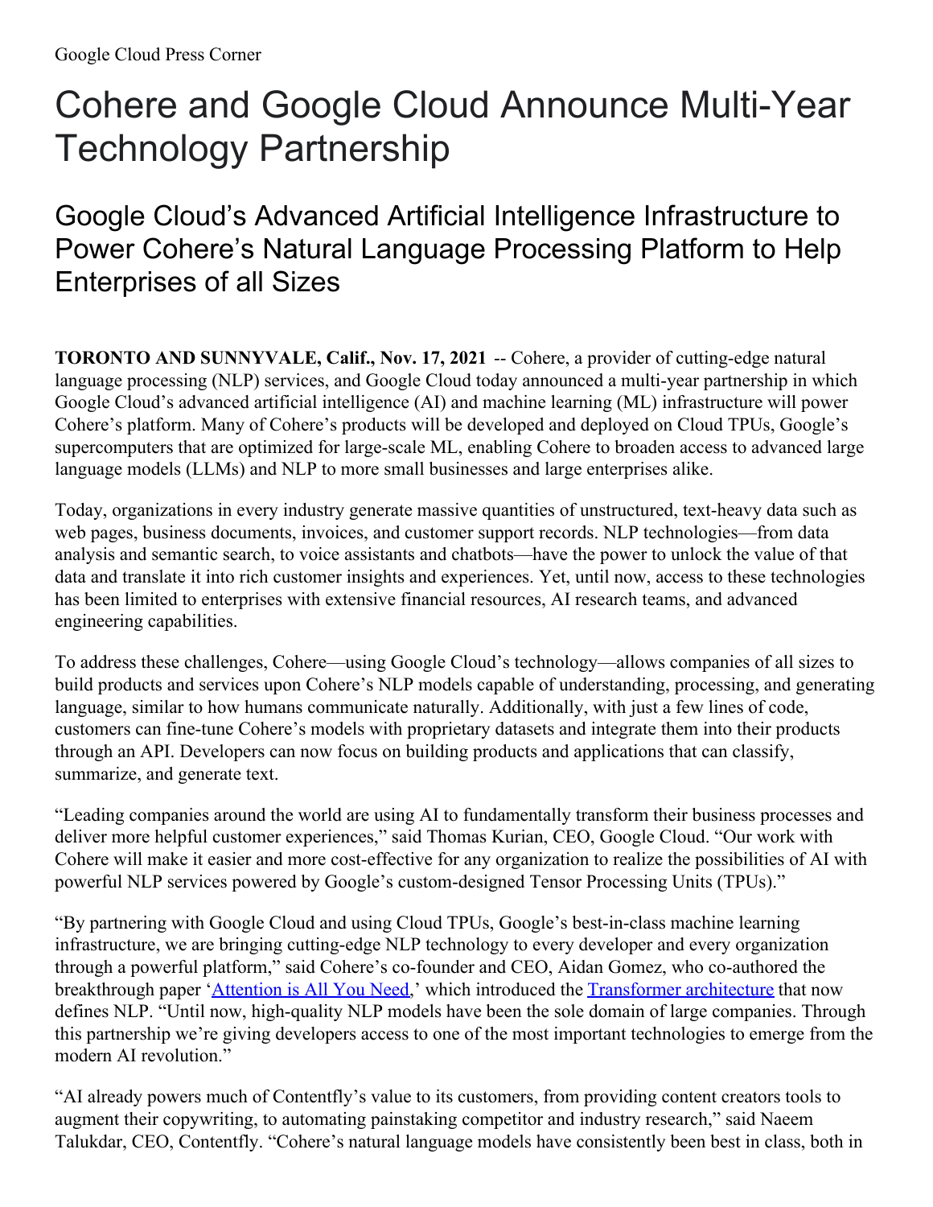Google Cloud Press Corner

# Cohere and Google Cloud Announce Multi-Year Technology Partnership

## Google Cloud's Advanced Artificial Intelligence Infrastructure to Power Cohere's Natural Language Processing Platform to Help Enterprises of all Sizes

**TORONTO AND SUNNYVALE, Calif., Nov. 17, 2021** -- Cohere, a provider of cutting-edge natural language processing (NLP) services, and Google Cloud today announced a multi-year partnership in which Google Cloud's advanced artificial intelligence (AI) and machine learning (ML) infrastructure will power Cohere's platform. Many of Cohere's products will be developed and deployed on Cloud TPUs, Google's supercomputers that are optimized for large-scale ML, enabling Cohere to broaden access to advanced large language models (LLMs) and NLP to more small businesses and large enterprises alike.

Today, organizations in every industry generate massive quantities of unstructured, text-heavy data such as web pages, business documents, invoices, and customer support records. NLP technologies—from data analysis and semantic search, to voice assistants and chatbots—have the power to unlock the value of that data and translate it into rich customer insights and experiences. Yet, until now, access to these technologies has been limited to enterprises with extensive financial resources, AI research teams, and advanced engineering capabilities.

To address these challenges, Cohere—using Google Cloud's technology—allows companies of all sizes to build products and services upon Cohere's NLP models capable of understanding, processing, and generating language, similar to how humans communicate naturally. Additionally, with just a few lines of code, customers can fine-tune Cohere's models with proprietary datasets and integrate them into their products through an API. Developers can now focus on building products and applications that can classify, summarize, and generate text.

"Leading companies around the world are using AI to fundamentally transform their business processes and deliver more helpful customer experiences," said Thomas Kurian, CEO, Google Cloud. "Our work with Cohere will make it easier and more cost-effective for any organization to realize the possibilities of AI with powerful NLP services powered by Google's custom-designed Tensor Processing Units (TPUs)."

"By partnering with Google Cloud and using Cloud TPUs, Google's best-in-class machine learning infrastructure, we are bringing cutting-edge NLP technology to every developer and every organization through a powerful platform," said Cohere's co-founder and CEO, Aidan Gomez, who co-authored the breakthrough paper '[Attention is All You Need](),' which introduced the [Transformer architecture]() that now defines NLP. "Until now, high-quality NLP models have been the sole domain of large companies. Through this partnership we're giving developers access to one of the most important technologies to emerge from the modern AI revolution."

"AI already powers much of Contentfly's value to its customers, from providing content creators tools to augment their copywriting, to automating painstaking competitor and industry research," said Naeem Talukdar, CEO, Contentfly. "Cohere's natural language models have consistently been best in class, both in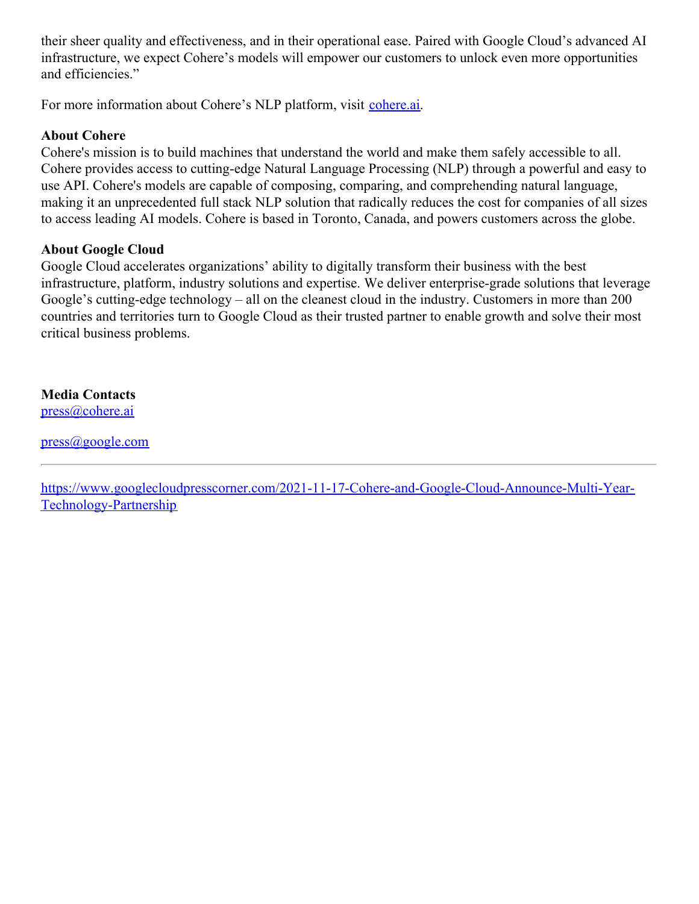their sheer quality and effectiveness, and in their operational ease. Paired with Google Cloud's advanced AI infrastructure, we expect Cohere's models will empower our customers to unlock even more opportunities and efficiencies."

For more information about Cohere's NLP platform, visit [cohere.ai](https://cohere.ai).

**About Cohere**
Cohere's mission is to build machines that understand the world and make them safely accessible to all. Cohere provides access to cutting-edge Natural Language Processing (NLP) through a powerful and easy to use API. Cohere's models are capable of composing, comparing, and comprehending natural language, making it an unprecedented full stack NLP solution that radically reduces the cost for companies of all sizes to access leading AI models. Cohere is based in Toronto, Canada, and powers customers across the globe.

**About Google Cloud**
Google Cloud accelerates organizations' ability to digitally transform their business with the best infrastructure, platform, industry solutions and expertise. We deliver enterprise-grade solutions that leverage Google's cutting-edge technology – all on the cleanest cloud in the industry. Customers in more than 200 countries and territories turn to Google Cloud as their trusted partner to enable growth and solve their most critical business problems.

**Media Contacts**
press@cohere.ai

press@google.com

---

https://www.googlecloudpresscorner.com/2021-11-17-Cohere-and-Google-Cloud-Announce-Multi-Year-Technology-Partnership